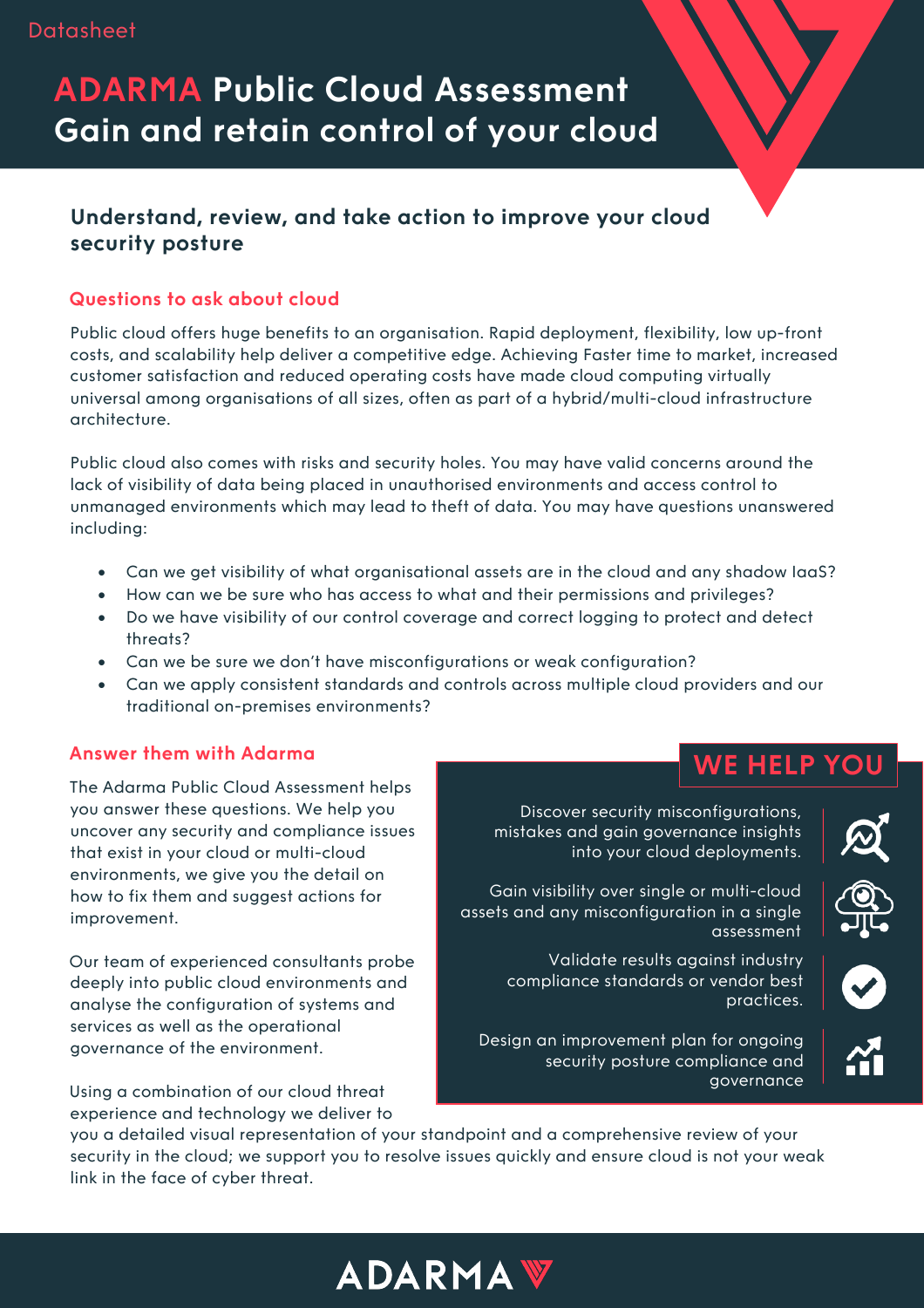Datasheet

# ADARMA Public Cloud Assessment Gain and retain control of your cloud

## Understand, review, and take action to improve your cloud security posture

### Questions to ask about cloud

Public cloud offers huge benefits to an organisation. Rapid deployment, flexibility, low up-front costs, and scalability help deliver a competitive edge. Achieving Faster time to market, increased customer satisfaction and reduced operating costs have made cloud computing virtually universal among organisations of all sizes, often as part of a hybrid/multi-cloud infrastructure architecture.

Public cloud also comes with risks and security holes. You may have valid concerns around the lack of visibility of data being placed in unauthorised environments and access control to unmanaged environments which may lead to theft of data. You may have questions unanswered including:

- Can we get visibility of what organisational assets are in the cloud and any shadow IaaS?
- How can we be sure who has access to what and their permissions and privileges?
- Do we have visibility of our control coverage and correct logging to protect and detect threats?
- Can we be sure we don't have misconfigurations or weak configuration?
- Can we apply consistent standards and controls across multiple cloud providers and our traditional on-premises environments?

### Answer them with Adarma

The Adarma Public Cloud Assessment helps you answer these questions. We help you uncover any security and compliance issues that exist in your cloud or multi-cloud environments, we give you the detail on how to fix them and suggest actions for improvement.

Our team of experienced consultants probe deeply into public cloud environments and analyse the configuration of systems and services as well as the operational governance of the environment.

Using a combination of our cloud threat experience and technology we deliver to you a detailed visual representation of your standpoint and a comprehensive review of your security in the cloud; we support you to resolve issues quickly and ensure cloud is not your weak link in the face of cyber threat.

### WE HELP YOU

- Discover security misconfigurations, mistakes and gain governance insights into your cloud deployments.
- Gain visibility over single or multi-cloud assets and any misconfiguration in a single assessment
- Validate results against industry compliance standards or vendor best practices.
- Design an improvement plan for ongoing security posture compliance and governance

ADARMA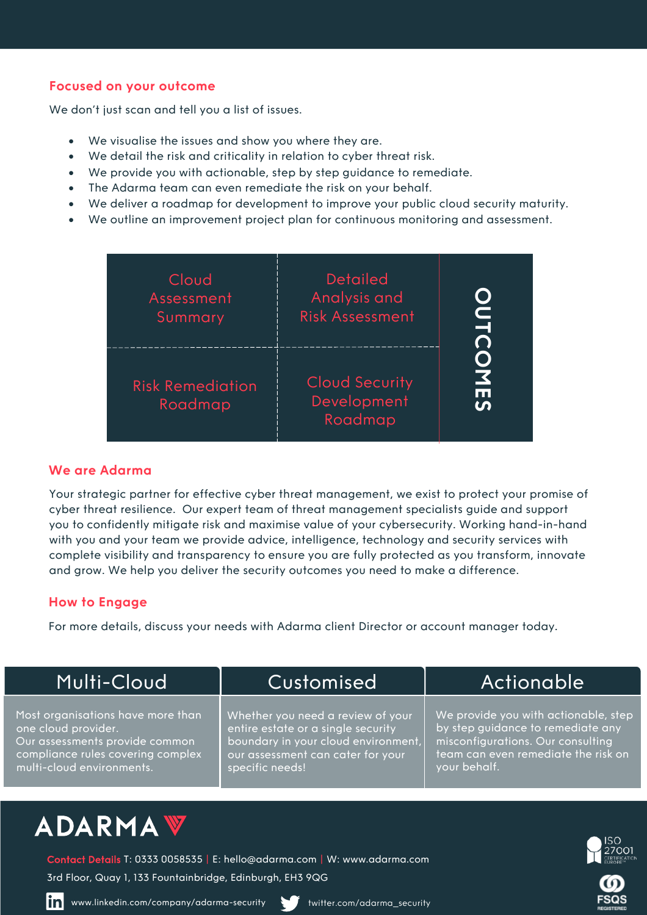## Focused on your outcome

We don't just scan and tell you a list of issues.

- We visualise the issues and show you where they are.
- We detail the risk and criticality in relation to cyber threat risk.
- We provide you with actionable, step by step guidance to remediate.
- The Adarma team can even remediate the risk on your behalf.
- We deliver a roadmap for development to improve your public cloud security maturity.
- We outline an improvement project plan for continuous monitoring and assessment.

| | | |
|---|---|---|
| Cloud Assessment Summary | Detailed Analysis and Risk Assessment | OUTCOMES |
| Risk Remediation Roadmap | Cloud Security Development Roadmap | |

## We are Adarma

Your strategic partner for effective cyber threat management, we exist to protect your promise of cyber threat resilience. Our expert team of threat management specialists guide and support you to confidently mitigate risk and maximise value of your cybersecurity. Working hand-in-hand with you and your team we provide advice, intelligence, technology and security services with complete visibility and transparency to ensure you are fully protected as you transform, innovate and grow. We help you deliver the security outcomes you need to make a difference.

## How to Engage

For more details, discuss your needs with Adarma client Director or account manager today.

| Multi-Cloud | Customised | Actionable |
|---|---|---|
| Most organisations have more than one cloud provider. Our assessments provide common compliance rules covering complex multi-cloud environments. | Whether you need a review of your entire estate or a single security boundary in your cloud environment, our assessment can cater for your specific needs! | We provide you with actionable, step by step guidance to remediate any misconfigurations. Our consulting team can even remediate the risk on your behalf. |

ADARMA

**Contact Details** T: 0333 0058535 | E: hello@adarma.com | W: www.adarma.com

3rd Floor, Quay 1, 133 Fountainbridge, Edinburgh, EH3 9QG

www.linkedin.com/company/adarma-security    twitter.com/adarma_security

ISO 27001 CERTIFICATION EUROPE

FSQS REGISTERED